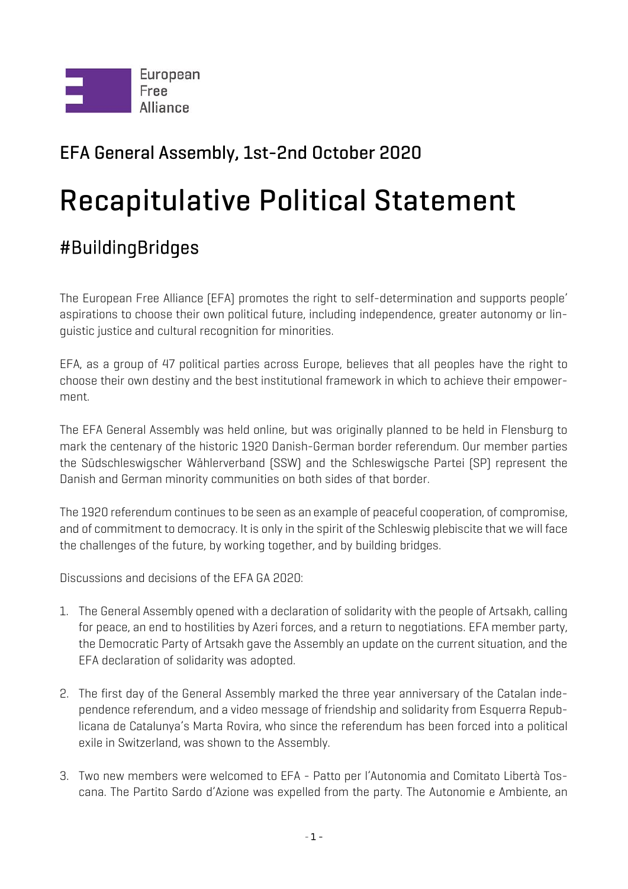European Free Alliance

## EFA General Assembly, 1st-2nd October 2020

# Recapitulative Political Statement

## #BuildingBridges

The European Free Alliance (EFA) promotes the right to self-determination and supports people' aspirations to choose their own political future, including independence, greater autonomy or linguistic justice and cultural recognition for minorities.

EFA, as a group of 47 political parties across Europe, believes that all peoples have the right to choose their own destiny and the best institutional framework in which to achieve their empowerment.

The EFA General Assembly was held online, but was originally planned to be held in Flensburg to mark the centenary of the historic 1920 Danish-German border referendum. Our member parties the Südschleswigscher Wählerverband (SSW) and the Schleswigsche Partei (SP) represent the Danish and German minority communities on both sides of that border.

The 1920 referendum continues to be seen as an example of peaceful cooperation, of compromise, and of commitment to democracy. It is only in the spirit of the Schleswig plebiscite that we will face the challenges of the future, by working together, and by building bridges.

Discussions and decisions of the EFA GA 2020:

1. The General Assembly opened with a declaration of solidarity with the people of Artsakh, calling for peace, an end to hostilities by Azeri forces, and a return to negotiations. EFA member party, the Democratic Party of Artsakh gave the Assembly an update on the current situation, and the EFA declaration of solidarity was adopted.

2. The first day of the General Assembly marked the three year anniversary of the Catalan independence referendum, and a video message of friendship and solidarity from Esquerra Republicana de Catalunya's Marta Rovira, who since the referendum has been forced into a political exile in Switzerland, was shown to the Assembly.

3. Two new members were welcomed to EFA - Patto per l'Autonomia and Comitato Libertà Toscana. The Partito Sardo d'Azione was expelled from the party. The Autonomie e Ambiente, an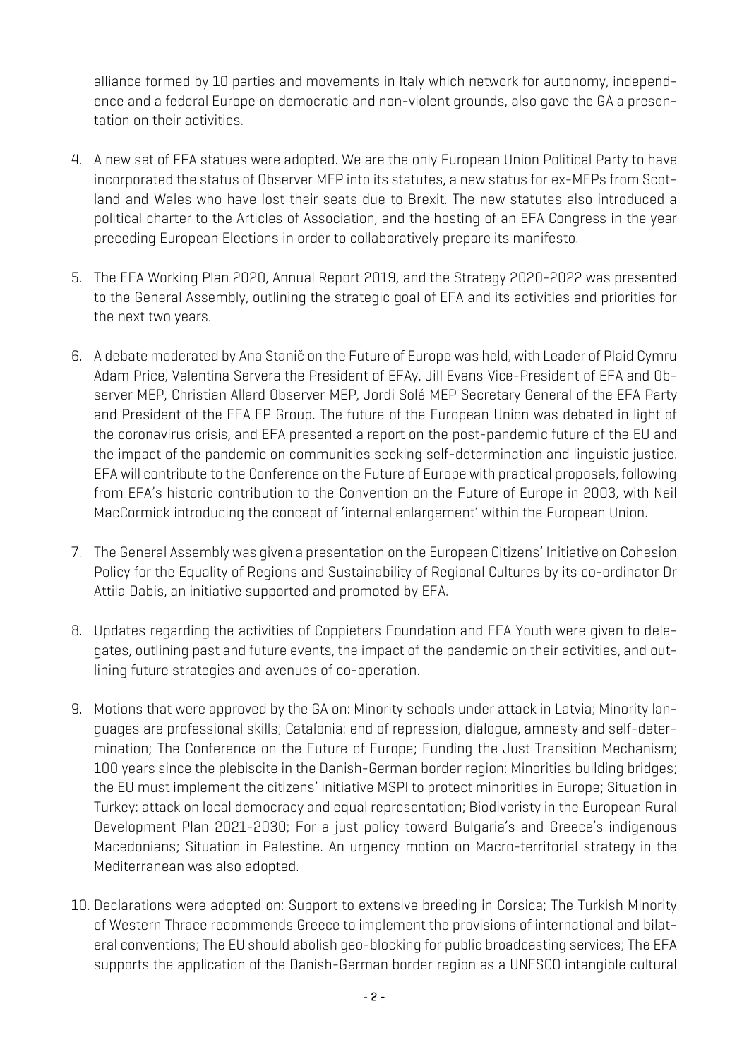alliance formed by 10 parties and movements in Italy which network for autonomy, independence and a federal Europe on democratic and non-violent grounds, also gave the GA a presentation on their activities.

4. A new set of EFA statues were adopted. We are the only European Union Political Party to have incorporated the status of Observer MEP into its statutes, a new status for ex-MEPs from Scotland and Wales who have lost their seats due to Brexit. The new statutes also introduced a political charter to the Articles of Association, and the hosting of an EFA Congress in the year preceding European Elections in order to collaboratively prepare its manifesto.

5. The EFA Working Plan 2020, Annual Report 2019, and the Strategy 2020-2022 was presented to the General Assembly, outlining the strategic goal of EFA and its activities and priorities for the next two years.

6. A debate moderated by Ana Stanič on the Future of Europe was held, with Leader of Plaid Cymru Adam Price, Valentina Servera the President of EFAy, Jill Evans Vice-President of EFA and Observer MEP, Christian Allard Observer MEP, Jordi Solé MEP Secretary General of the EFA Party and President of the EFA EP Group. The future of the European Union was debated in light of the coronavirus crisis, and EFA presented a report on the post-pandemic future of the EU and the impact of the pandemic on communities seeking self-determination and linguistic justice. EFA will contribute to the Conference on the Future of Europe with practical proposals, following from EFA's historic contribution to the Convention on the Future of Europe in 2003, with Neil MacCormick introducing the concept of 'internal enlargement' within the European Union.

7. The General Assembly was given a presentation on the European Citizens' Initiative on Cohesion Policy for the Equality of Regions and Sustainability of Regional Cultures by its co-ordinator Dr Attila Dabis, an initiative supported and promoted by EFA.

8. Updates regarding the activities of Coppieters Foundation and EFA Youth were given to delegates, outlining past and future events, the impact of the pandemic on their activities, and outlining future strategies and avenues of co-operation.

9. Motions that were approved by the GA on: Minority schools under attack in Latvia; Minority languages are professional skills; Catalonia: end of repression, dialogue, amnesty and self-determination; The Conference on the Future of Europe; Funding the Just Transition Mechanism; 100 years since the plebiscite in the Danish-German border region: Minorities building bridges; the EU must implement the citizens' initiative MSPI to protect minorities in Europe; Situation in Turkey: attack on local democracy and equal representation; Biodiveristy in the European Rural Development Plan 2021-2030; For a just policy toward Bulgaria's and Greece's indigenous Macedonians; Situation in Palestine. An urgency motion on Macro-territorial strategy in the Mediterranean was also adopted.

10. Declarations were adopted on: Support to extensive breeding in Corsica; The Turkish Minority of Western Thrace recommends Greece to implement the provisions of international and bilateral conventions; The EU should abolish geo-blocking for public broadcasting services; The EFA supports the application of the Danish-German border region as a UNESCO intangible cultural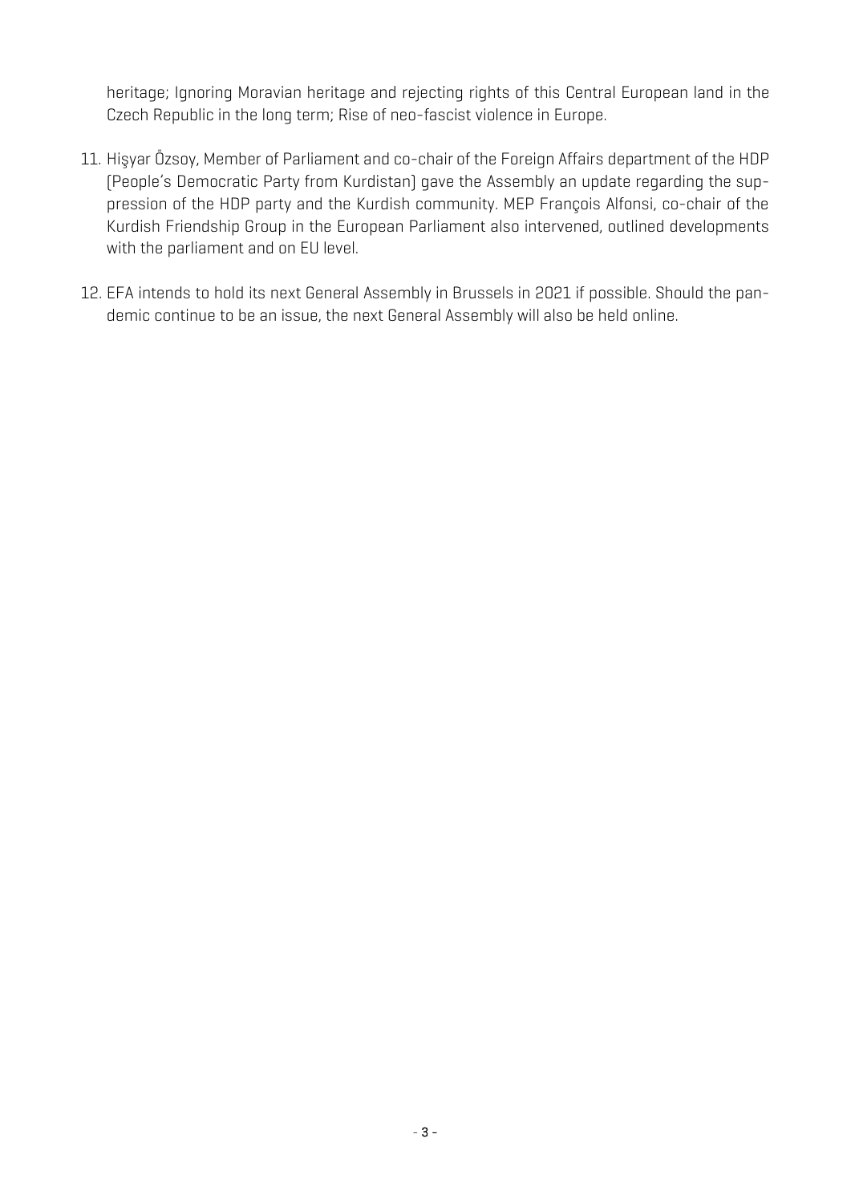heritage; Ignoring Moravian heritage and rejecting rights of this Central European land in the Czech Republic in the long term; Rise of neo-fascist violence in Europe.

11. Hişyar Özsoy, Member of Parliament and co-chair of the Foreign Affairs department of the HDP (People's Democratic Party from Kurdistan) gave the Assembly an update regarding the suppression of the HDP party and the Kurdish community. MEP François Alfonsi, co-chair of the Kurdish Friendship Group in the European Parliament also intervened, outlined developments with the parliament and on EU level.

12. EFA intends to hold its next General Assembly in Brussels in 2021 if possible. Should the pandemic continue to be an issue, the next General Assembly will also be held online.